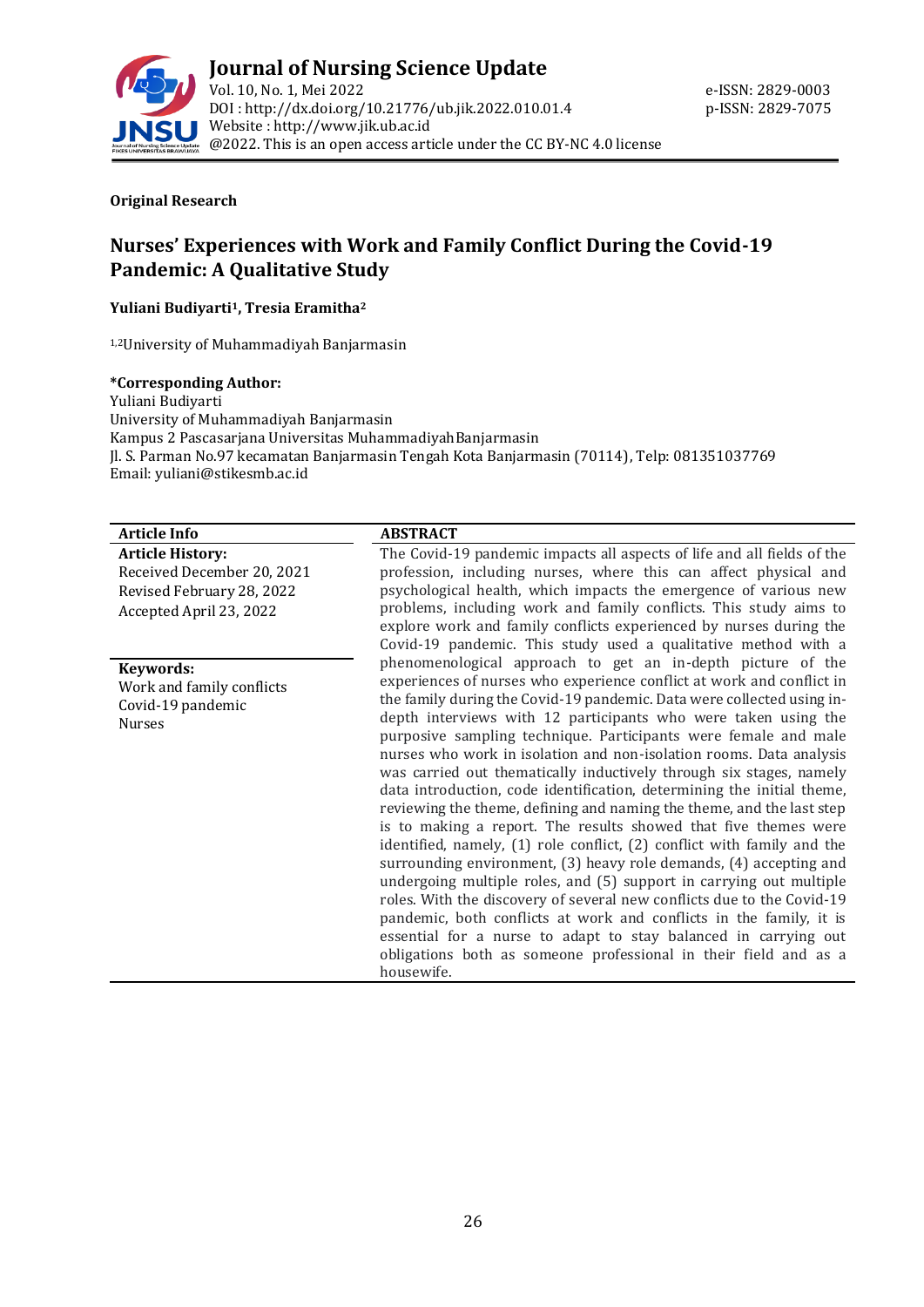**Original Research**

# Nurses' Experiences with Work and Family Conflict During the Covid-19 Pandemic: A Qualitative Study

**Yuliani Budiyarti[1], Tresia Eramitha[2]**

[1,2]University of Muhammadiyah Banjarmasin

**\*Corresponding Author:**
Yuliani Budiyarti
University of Muhammadiyah Banjarmasin
Kampus 2 Pascasarjana Universitas Muhammadiyah Banjarmasin
Jl. S. Parman No.97 kecamatan Banjarmasin Tengah Kota Banjarmasin (70114), Telp: 081351037769
Email: yuliani@stikesmb.ac.id

**Article Info**

**Article History:**
Received December 20, 2021
Revised February 28, 2022
Accepted April 23, 2022

**Keywords:**
Work and family conflicts
Covid-19 pandemic
Nurses

**ABSTRACT**

The Covid-19 pandemic impacts all aspects of life and all fields of the profession, including nurses, where this can affect physical and psychological health, which impacts the emergence of various new problems, including work and family conflicts. This study aims to explore work and family conflicts experienced by nurses during the Covid-19 pandemic. This study used a qualitative method with a phenomenological approach to get an in-depth picture of the experiences of nurses who experience conflict at work and conflict in the family during the Covid-19 pandemic. Data were collected using in-depth interviews with 12 participants who were taken using the purposive sampling technique. Participants were female and male nurses who work in isolation and non-isolation rooms. Data analysis was carried out thematically inductively through six stages, namely data introduction, code identification, determining the initial theme, reviewing the theme, defining and naming the theme, and the last step is to making a report. The results showed that five themes were identified, namely, (1) role conflict, (2) conflict with family and the surrounding environment, (3) heavy role demands, (4) accepting and undergoing multiple roles, and (5) support in carrying out multiple roles. With the discovery of several new conflicts due to the Covid-19 pandemic, both conflicts at work and conflicts in the family, it is essential for a nurse to adapt to stay balanced in carrying out obligations both as someone professional in their field and as a housewife.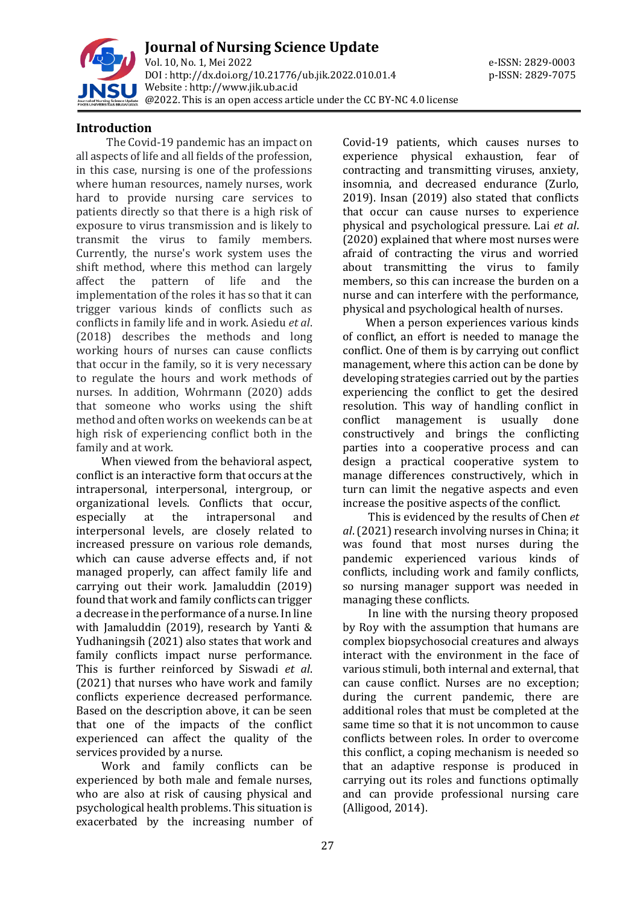## Introduction

The Covid-19 pandemic has an impact on all aspects of life and all fields of the profession, in this case, nursing is one of the professions where human resources, namely nurses, work hard to provide nursing care services to patients directly so that there is a high risk of exposure to virus transmission and is likely to transmit the virus to family members. Currently, the nurse's work system uses the shift method, where this method can largely affect the pattern of life and the implementation of the roles it has so that it can trigger various kinds of conflicts such as conflicts in family life and in work. Asiedu *et al*. (2018) describes the methods and long working hours of nurses can cause conflicts that occur in the family, so it is very necessary to regulate the hours and work methods of nurses. In addition, Wohrmann (2020) adds that someone who works using the shift method and often works on weekends can be at high risk of experiencing conflict both in the family and at work.

When viewed from the behavioral aspect, conflict is an interactive form that occurs at the intrapersonal, interpersonal, intergroup, or organizational levels. Conflicts that occur, especially at the intrapersonal and interpersonal levels, are closely related to increased pressure on various role demands, which can cause adverse effects and, if not managed properly, can affect family life and carrying out their work. Jamaluddin (2019) found that work and family conflicts can trigger a decrease in the performance of a nurse. In line with Jamaluddin (2019), research by Yanti & Yudhaningsih (2021) also states that work and family conflicts impact nurse performance. This is further reinforced by Siswadi *et al*. (2021) that nurses who have work and family conflicts experience decreased performance. Based on the description above, it can be seen that one of the impacts of the conflict experienced can affect the quality of the services provided by a nurse.

Work and family conflicts can be experienced by both male and female nurses, who are also at risk of causing physical and psychological health problems. This situation is exacerbated by the increasing number of Covid-19 patients, which causes nurses to experience physical exhaustion, fear of contracting and transmitting viruses, anxiety, insomnia, and decreased endurance (Zurlo, 2019). Insan (2019) also stated that conflicts that occur can cause nurses to experience physical and psychological pressure. Lai *et al*. (2020) explained that where most nurses were afraid of contracting the virus and worried about transmitting the virus to family members, so this can increase the burden on a nurse and can interfere with the performance, physical and psychological health of nurses.

When a person experiences various kinds of conflict, an effort is needed to manage the conflict. One of them is by carrying out conflict management, where this action can be done by developing strategies carried out by the parties experiencing the conflict to get the desired resolution. This way of handling conflict in conflict management is usually done constructively and brings the conflicting parties into a cooperative process and can design a practical cooperative system to manage differences constructively, which in turn can limit the negative aspects and even increase the positive aspects of the conflict.

This is evidenced by the results of Chen *et al*. (2021) research involving nurses in China; it was found that most nurses during the pandemic experienced various kinds of conflicts, including work and family conflicts, so nursing manager support was needed in managing these conflicts.

In line with the nursing theory proposed by Roy with the assumption that humans are complex biopsychosocial creatures and always interact with the environment in the face of various stimuli, both internal and external, that can cause conflict. Nurses are no exception; during the current pandemic, there are additional roles that must be completed at the same time so that it is not uncommon to cause conflicts between roles. In order to overcome this conflict, a coping mechanism is needed so that an adaptive response is produced in carrying out its roles and functions optimally and can provide professional nursing care (Alligood, 2014).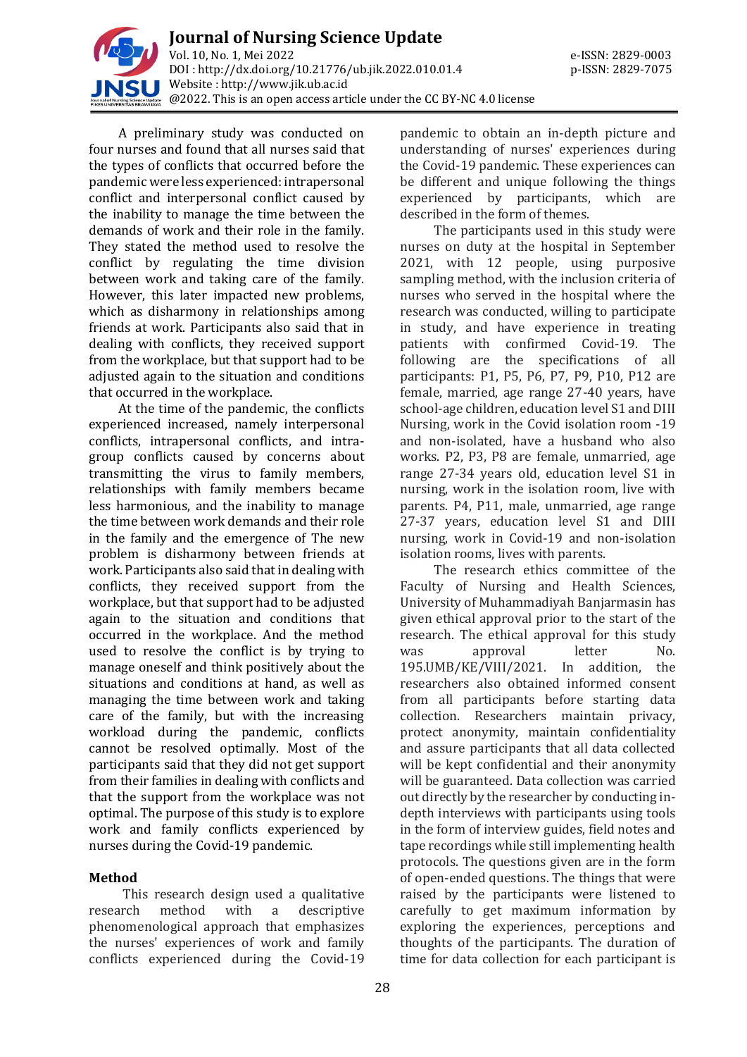A preliminary study was conducted on four nurses and found that all nurses said that the types of conflicts that occurred before the pandemic were less experienced: intrapersonal conflict and interpersonal conflict caused by the inability to manage the time between the demands of work and their role in the family. They stated the method used to resolve the conflict by regulating the time division between work and taking care of the family. However, this later impacted new problems, which as disharmony in relationships among friends at work. Participants also said that in dealing with conflicts, they received support from the workplace, but that support had to be adjusted again to the situation and conditions that occurred in the workplace.

At the time of the pandemic, the conflicts experienced increased, namely interpersonal conflicts, intrapersonal conflicts, and intra-group conflicts caused by concerns about transmitting the virus to family members, relationships with family members became less harmonious, and the inability to manage the time between work demands and their role in the family and the emergence of The new problem is disharmony between friends at work. Participants also said that in dealing with conflicts, they received support from the workplace, but that support had to be adjusted again to the situation and conditions that occurred in the workplace. And the method used to resolve the conflict is by trying to manage oneself and think positively about the situations and conditions at hand, as well as managing the time between work and taking care of the family, but with the increasing workload during the pandemic, conflicts cannot be resolved optimally. Most of the participants said that they did not get support from their families in dealing with conflicts and that the support from the workplace was not optimal. The purpose of this study is to explore work and family conflicts experienced by nurses during the Covid-19 pandemic.

## Method

This research design used a qualitative research method with a descriptive phenomenological approach that emphasizes the nurses' experiences of work and family conflicts experienced during the Covid-19 pandemic to obtain an in-depth picture and understanding of nurses' experiences during the Covid-19 pandemic. These experiences can be different and unique following the things experienced by participants, which are described in the form of themes.

The participants used in this study were nurses on duty at the hospital in September 2021, with 12 people, using purposive sampling method, with the inclusion criteria of nurses who served in the hospital where the research was conducted, willing to participate in study, and have experience in treating patients with confirmed Covid-19. The following are the specifications of all participants: P1, P5, P6, P7, P9, P10, P12 are female, married, age range 27-40 years, have school-age children, education level S1 and DIII Nursing, work in the Covid isolation room -19 and non-isolated, have a husband who also works. P2, P3, P8 are female, unmarried, age range 27-34 years old, education level S1 in nursing, work in the isolation room, live with parents. P4, P11, male, unmarried, age range 27-37 years, education level S1 and DIII nursing, work in Covid-19 and non-isolation isolation rooms, lives with parents.

The research ethics committee of the Faculty of Nursing and Health Sciences, University of Muhammadiyah Banjarmasin has given ethical approval prior to the start of the research. The ethical approval for this study was approval letter No. 195.UMB/KE/VIII/2021. In addition, the researchers also obtained informed consent from all participants before starting data collection. Researchers maintain privacy, protect anonymity, maintain confidentiality and assure participants that all data collected will be kept confidential and their anonymity will be guaranteed. Data collection was carried out directly by the researcher by conducting in-depth interviews with participants using tools in the form of interview guides, field notes and tape recordings while still implementing health protocols. The questions given are in the form of open-ended questions. The things that were raised by the participants were listened to carefully to get maximum information by exploring the experiences, perceptions and thoughts of the participants. The duration of time for data collection for each participant is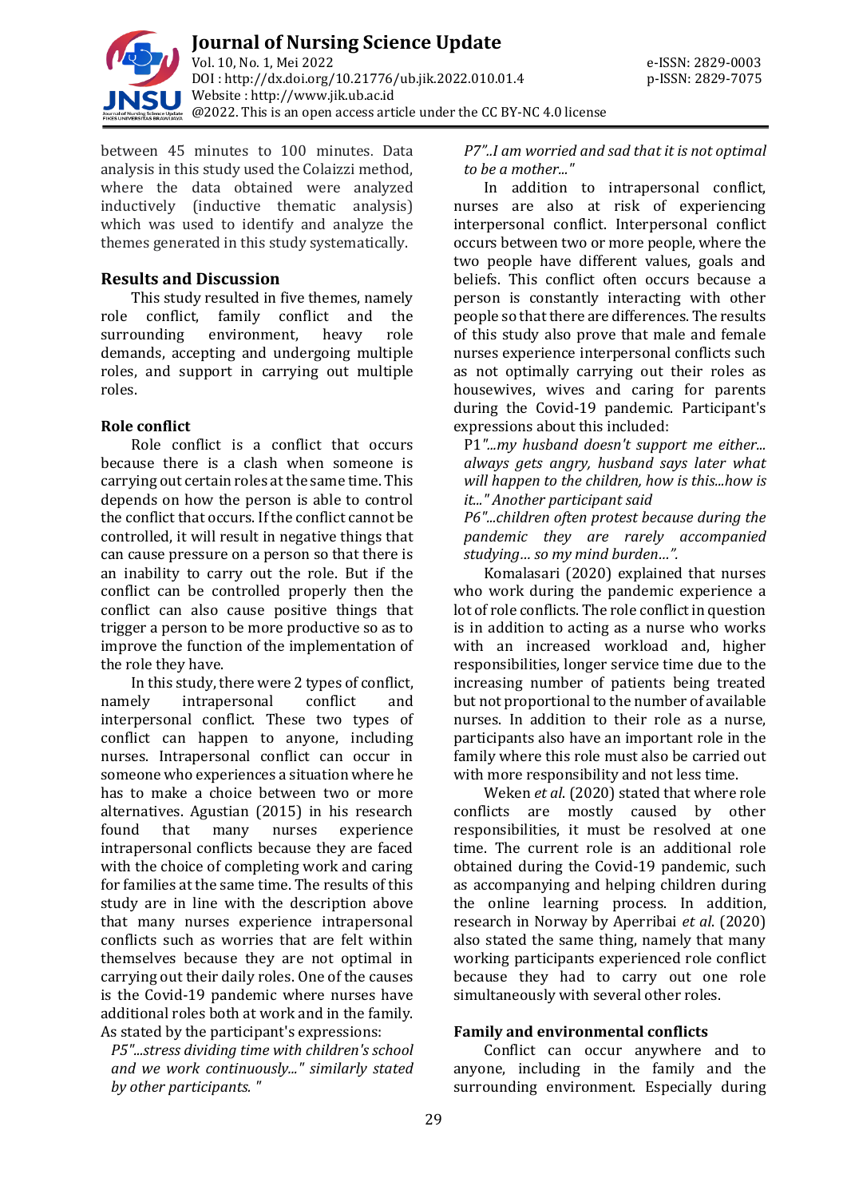between 45 minutes to 100 minutes. Data analysis in this study used the Colaizzi method, where the data obtained were analyzed inductively (inductive thematic analysis) which was used to identify and analyze the themes generated in this study systematically.

## Results and Discussion

This study resulted in five themes, namely role conflict, family conflict and the surrounding environment, heavy role demands, accepting and undergoing multiple roles, and support in carrying out multiple roles.

### Role conflict

Role conflict is a conflict that occurs because there is a clash when someone is carrying out certain roles at the same time. This depends on how the person is able to control the conflict that occurs. If the conflict cannot be controlled, it will result in negative things that can cause pressure on a person so that there is an inability to carry out the role. But if the conflict can be controlled properly then the conflict can also cause positive things that trigger a person to be more productive so as to improve the function of the implementation of the role they have.

In this study, there were 2 types of conflict, namely intrapersonal conflict and interpersonal conflict. These two types of conflict can happen to anyone, including nurses. Intrapersonal conflict can occur in someone who experiences a situation where he has to make a choice between two or more alternatives. Agustian (2015) in his research found that many nurses experience intrapersonal conflicts because they are faced with the choice of completing work and caring for families at the same time. The results of this study are in line with the description above that many nurses experience intrapersonal conflicts such as worries that are felt within themselves because they are not optimal in carrying out their daily roles. One of the causes is the Covid-19 pandemic where nurses have additional roles both at work and in the family. As stated by the participant's expressions:

*P5"...stress dividing time with children's school and we work continuously..." similarly stated by other participants. "*

*P7"..I am worried and sad that it is not optimal to be a mother..."*

In addition to intrapersonal conflict, nurses are also at risk of experiencing interpersonal conflict. Interpersonal conflict occurs between two or more people, where the two people have different values, goals and beliefs. This conflict often occurs because a person is constantly interacting with other people so that there are differences. The results of this study also prove that male and female nurses experience interpersonal conflicts such as not optimally carrying out their roles as housewives, wives and caring for parents during the Covid-19 pandemic. Participant's expressions about this included:

P1*"...my husband doesn't support me either... always gets angry, husband says later what will happen to the children, how is this...how is it..." Another participant said*

*P6"...children often protest because during the pandemic they are rarely accompanied studying… so my mind burden…".*

Komalasari (2020) explained that nurses who work during the pandemic experience a lot of role conflicts. The role conflict in question is in addition to acting as a nurse who works with an increased workload and, higher responsibilities, longer service time due to the increasing number of patients being treated but not proportional to the number of available nurses. In addition to their role as a nurse, participants also have an important role in the family where this role must also be carried out with more responsibility and not less time.

Weken *et al*. (2020) stated that where role conflicts are mostly caused by other responsibilities, it must be resolved at one time. The current role is an additional role obtained during the Covid-19 pandemic, such as accompanying and helping children during the online learning process. In addition, research in Norway by Aperribai *et al*. (2020) also stated the same thing, namely that many working participants experienced role conflict because they had to carry out one role simultaneously with several other roles.

### Family and environmental conflicts

Conflict can occur anywhere and to anyone, including in the family and the surrounding environment. Especially during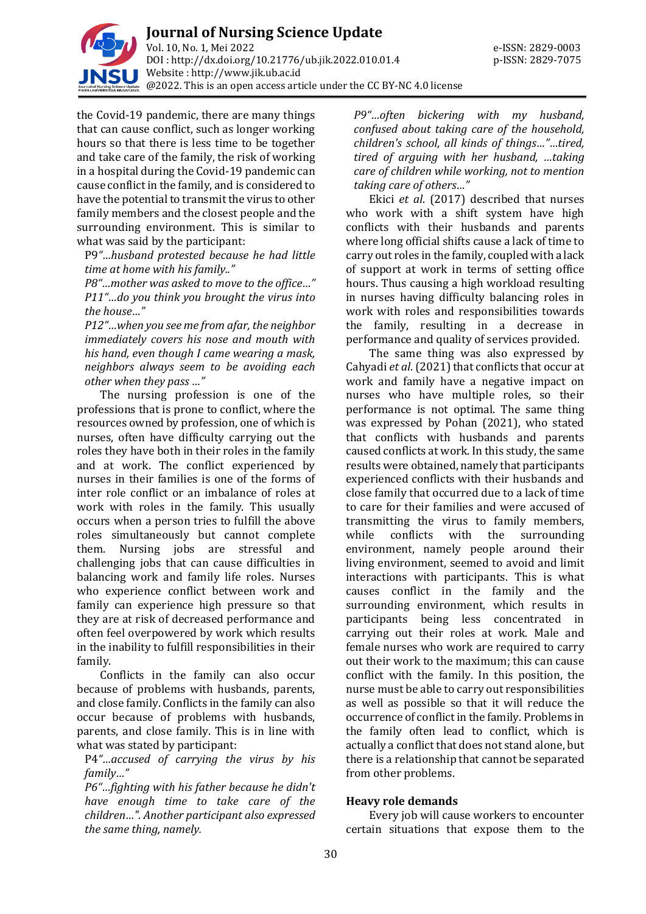the Covid-19 pandemic, there are many things that can cause conflict, such as longer working hours so that there is less time to be together and take care of the family, the risk of working in a hospital during the Covid-19 pandemic can cause conflict in the family, and is considered to have the potential to transmit the virus to other family members and the closest people and the surrounding environment. This is similar to what was said by the participant:

P9*"...husband protested because he had little time at home with his family.."*

*P8"...mother was asked to move to the office..."*

*P11"...do you think you brought the virus into the house..."*

*P12"...when you see me from afar, the neighbor immediately covers his nose and mouth with his hand, even though I came wearing a mask, neighbors always seem to be avoiding each other when they pass ..."*

The nursing profession is one of the professions that is prone to conflict, where the resources owned by profession, one of which is nurses, often have difficulty carrying out the roles they have both in their roles in the family and at work. The conflict experienced by nurses in their families is one of the forms of inter role conflict or an imbalance of roles at work with roles in the family. This usually occurs when a person tries to fulfill the above roles simultaneously but cannot complete them. Nursing jobs are stressful and challenging jobs that can cause difficulties in balancing work and family life roles. Nurses who experience conflict between work and family can experience high pressure so that they are at risk of decreased performance and often feel overpowered by work which results in the inability to fulfill responsibilities in their family.

Conflicts in the family can also occur because of problems with husbands, parents, and close family. Conflicts in the family can also occur because of problems with husbands, parents, and close family. This is in line with what was stated by participant:

P4*"...accused of carrying the virus by his family..."*

*P6"...fighting with his father because he didn't have enough time to take care of the children...". Another participant also expressed the same thing, namely.*

*P9"...often bickering with my husband, confused about taking care of the household, children's school, all kinds of things..."...tired, tired of arguing with her husband, ...taking care of children while working, not to mention taking care of others..."*

Ekici *et al*. (2017) described that nurses who work with a shift system have high conflicts with their husbands and parents where long official shifts cause a lack of time to carry out roles in the family, coupled with a lack of support at work in terms of setting office hours. Thus causing a high workload resulting in nurses having difficulty balancing roles in work with roles and responsibilities towards the family, resulting in a decrease in performance and quality of services provided.

The same thing was also expressed by Cahyadi *et al*. (2021) that conflicts that occur at work and family have a negative impact on nurses who have multiple roles, so their performance is not optimal. The same thing was expressed by Pohan (2021), who stated that conflicts with husbands and parents caused conflicts at work. In this study, the same results were obtained, namely that participants experienced conflicts with their husbands and close family that occurred due to a lack of time to care for their families and were accused of transmitting the virus to family members, while conflicts with the surrounding environment, namely people around their living environment, seemed to avoid and limit interactions with participants. This is what causes conflict in the family and the surrounding environment, which results in participants being less concentrated in carrying out their roles at work. Male and female nurses who work are required to carry out their work to the maximum; this can cause conflict with the family. In this position, the nurse must be able to carry out responsibilities as well as possible so that it will reduce the occurrence of conflict in the family. Problems in the family often lead to conflict, which is actually a conflict that does not stand alone, but there is a relationship that cannot be separated from other problems.

### Heavy role demands

Every job will cause workers to encounter certain situations that expose them to the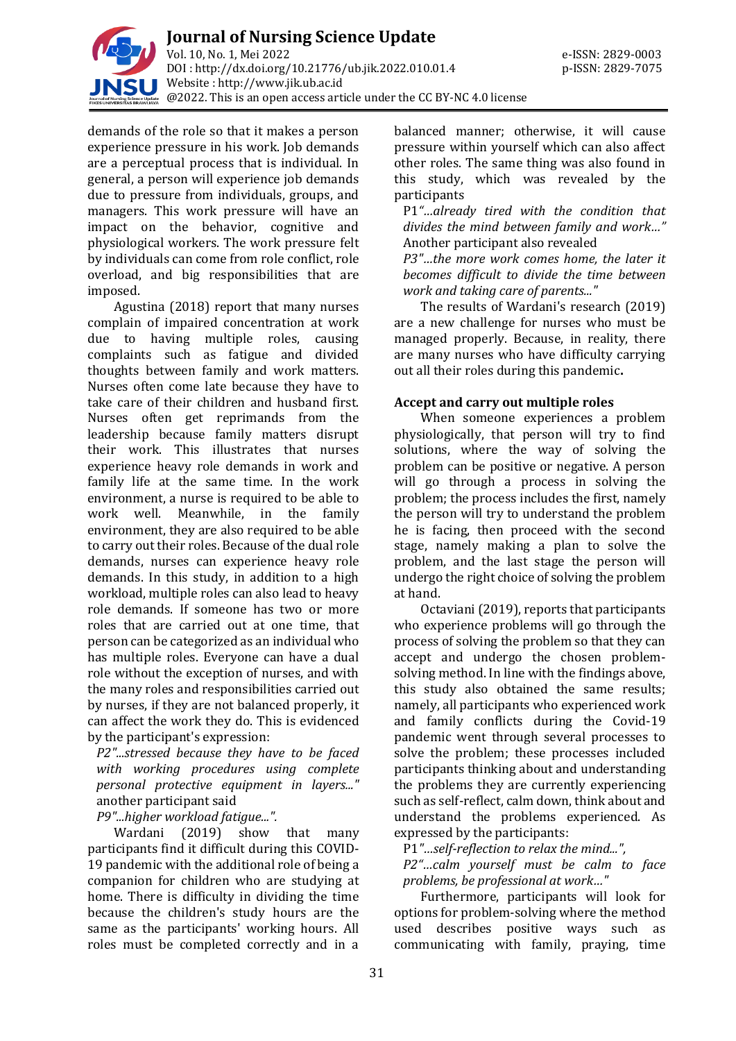demands of the role so that it makes a person experience pressure in his work. Job demands are a perceptual process that is individual. In general, a person will experience job demands due to pressure from individuals, groups, and managers. This work pressure will have an impact on the behavior, cognitive and physiological workers. The work pressure felt by individuals can come from role conflict, role overload, and big responsibilities that are imposed.

Agustina (2018) report that many nurses complain of impaired concentration at work due to having multiple roles, causing complaints such as fatigue and divided thoughts between family and work matters. Nurses often come late because they have to take care of their children and husband first. Nurses often get reprimands from the leadership because family matters disrupt their work. This illustrates that nurses experience heavy role demands in work and family life at the same time. In the work environment, a nurse is required to be able to work well. Meanwhile, in the family environment, they are also required to be able to carry out their roles. Because of the dual role demands, nurses can experience heavy role demands. In this study, in addition to a high workload, multiple roles can also lead to heavy role demands. If someone has two or more roles that are carried out at one time, that person can be categorized as an individual who has multiple roles. Everyone can have a dual role without the exception of nurses, and with the many roles and responsibilities carried out by nurses, if they are not balanced properly, it can affect the work they do. This is evidenced by the participant's expression:

P2*"...stressed because they have to be faced with working procedures using complete personal protective equipment in layers..."*
another participant said
P9*"...higher workload fatigue...".*

Wardani (2019) show that many participants find it difficult during this COVID-19 pandemic with the additional role of being a companion for children who are studying at home. There is difficulty in dividing the time because the children's study hours are the same as the participants' working hours. All roles must be completed correctly and in a balanced manner; otherwise, it will cause pressure within yourself which can also affect other roles. The same thing was also found in this study, which was revealed by the participants

P1*"...already tired with the condition that divides the mind between family and work..."*
Another participant also revealed
P3*"...the more work comes home, the later it becomes difficult to divide the time between work and taking care of parents..."*

The results of Wardani's research (2019) are a new challenge for nurses who must be managed properly. Because, in reality, there are many nurses who have difficulty carrying out all their roles during this pandemic**.**

### Accept and carry out multiple roles

When someone experiences a problem physiologically, that person will try to find solutions, where the way of solving the problem can be positive or negative. A person will go through a process in solving the problem; the process includes the first, namely the person will try to understand the problem he is facing, then proceed with the second stage, namely making a plan to solve the problem, and the last stage the person will undergo the right choice of solving the problem at hand.

Octaviani (2019), reports that participants who experience problems will go through the process of solving the problem so that they can accept and undergo the chosen problem-solving method. In line with the findings above, this study also obtained the same results; namely, all participants who experienced work and family conflicts during the Covid-19 pandemic went through several processes to solve the problem; these processes included participants thinking about and understanding the problems they are currently experiencing such as self-reflect, calm down, think about and understand the problems experienced. As expressed by the participants:

P1*"...self-reflection to relax the mind...",*
P2*"...calm yourself must be calm to face problems, be professional at work..."*

Furthermore, participants will look for options for problem-solving where the method used describes positive ways such as communicating with family, praying, time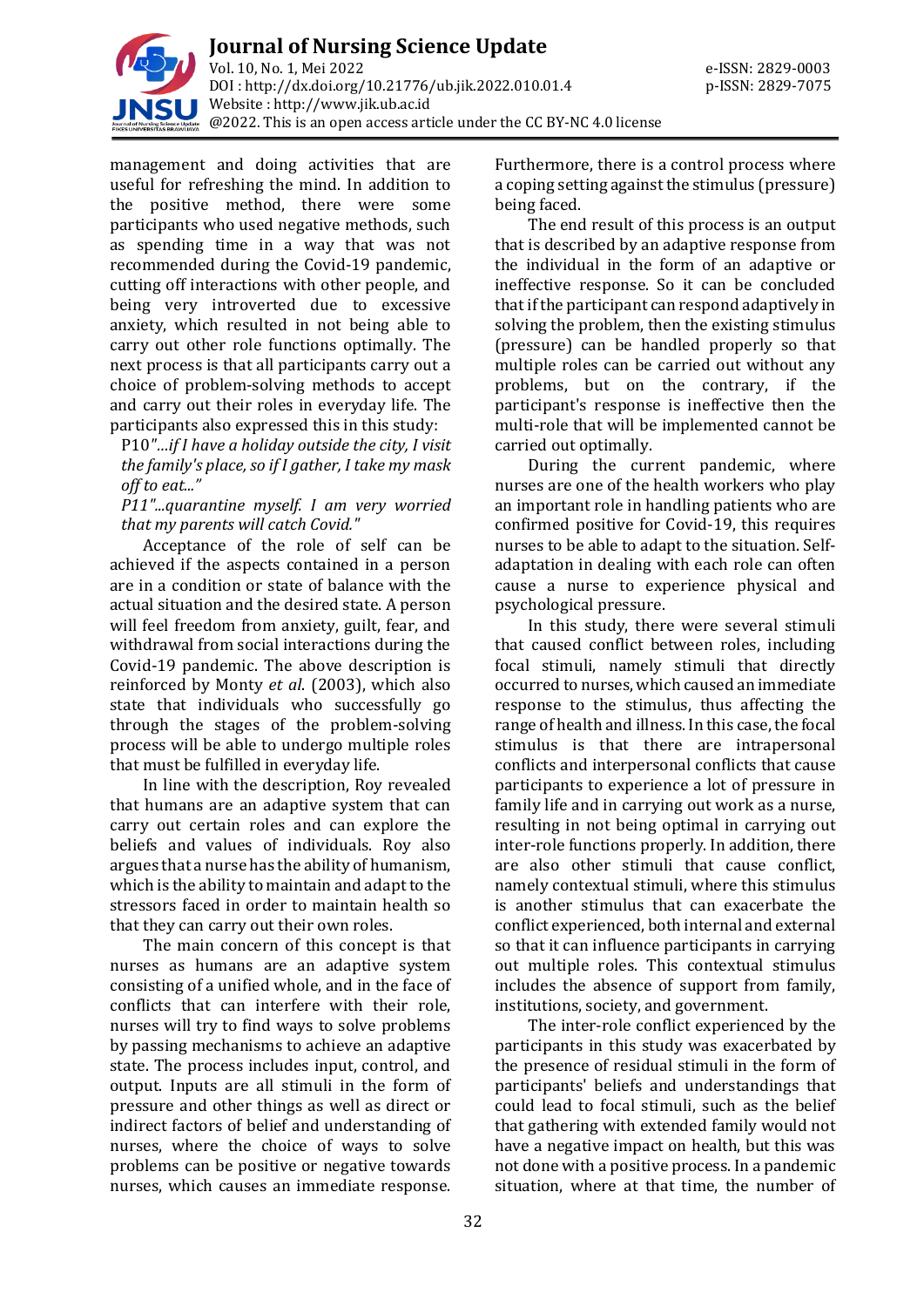management and doing activities that are useful for refreshing the mind. In addition to the positive method, there were some participants who used negative methods, such as spending time in a way that was not recommended during the Covid-19 pandemic, cutting off interactions with other people, and being very introverted due to excessive anxiety, which resulted in not being able to carry out other role functions optimally. The next process is that all participants carry out a choice of problem-solving methods to accept and carry out their roles in everyday life. The participants also expressed this in this study:

P10*"...if I have a holiday outside the city, I visit the family's place, so if I gather, I take my mask off to eat..."*

P11*"...quarantine myself. I am very worried that my parents will catch Covid."*

Acceptance of the role of self can be achieved if the aspects contained in a person are in a condition or state of balance with the actual situation and the desired state. A person will feel freedom from anxiety, guilt, fear, and withdrawal from social interactions during the Covid-19 pandemic. The above description is reinforced by Monty *et al*. (2003), which also state that individuals who successfully go through the stages of the problem-solving process will be able to undergo multiple roles that must be fulfilled in everyday life.

In line with the description, Roy revealed that humans are an adaptive system that can carry out certain roles and can explore the beliefs and values of individuals. Roy also argues that a nurse has the ability of humanism, which is the ability to maintain and adapt to the stressors faced in order to maintain health so that they can carry out their own roles.

The main concern of this concept is that nurses as humans are an adaptive system consisting of a unified whole, and in the face of conflicts that can interfere with their role, nurses will try to find ways to solve problems by passing mechanisms to achieve an adaptive state. The process includes input, control, and output. Inputs are all stimuli in the form of pressure and other things as well as direct or indirect factors of belief and understanding of nurses, where the choice of ways to solve problems can be positive or negative towards nurses, which causes an immediate response. Furthermore, there is a control process where a coping setting against the stimulus (pressure) being faced.

The end result of this process is an output that is described by an adaptive response from the individual in the form of an adaptive or ineffective response. So it can be concluded that if the participant can respond adaptively in solving the problem, then the existing stimulus (pressure) can be handled properly so that multiple roles can be carried out without any problems, but on the contrary, if the participant's response is ineffective then the multi-role that will be implemented cannot be carried out optimally.

During the current pandemic, where nurses are one of the health workers who play an important role in handling patients who are confirmed positive for Covid-19, this requires nurses to be able to adapt to the situation. Self-adaptation in dealing with each role can often cause a nurse to experience physical and psychological pressure.

In this study, there were several stimuli that caused conflict between roles, including focal stimuli, namely stimuli that directly occurred to nurses, which caused an immediate response to the stimulus, thus affecting the range of health and illness. In this case, the focal stimulus is that there are intrapersonal conflicts and interpersonal conflicts that cause participants to experience a lot of pressure in family life and in carrying out work as a nurse, resulting in not being optimal in carrying out inter-role functions properly. In addition, there are also other stimuli that cause conflict, namely contextual stimuli, where this stimulus is another stimulus that can exacerbate the conflict experienced, both internal and external so that it can influence participants in carrying out multiple roles. This contextual stimulus includes the absence of support from family, institutions, society, and government.

The inter-role conflict experienced by the participants in this study was exacerbated by the presence of residual stimuli in the form of participants' beliefs and understandings that could lead to focal stimuli, such as the belief that gathering with extended family would not have a negative impact on health, but this was not done with a positive process. In a pandemic situation, where at that time, the number of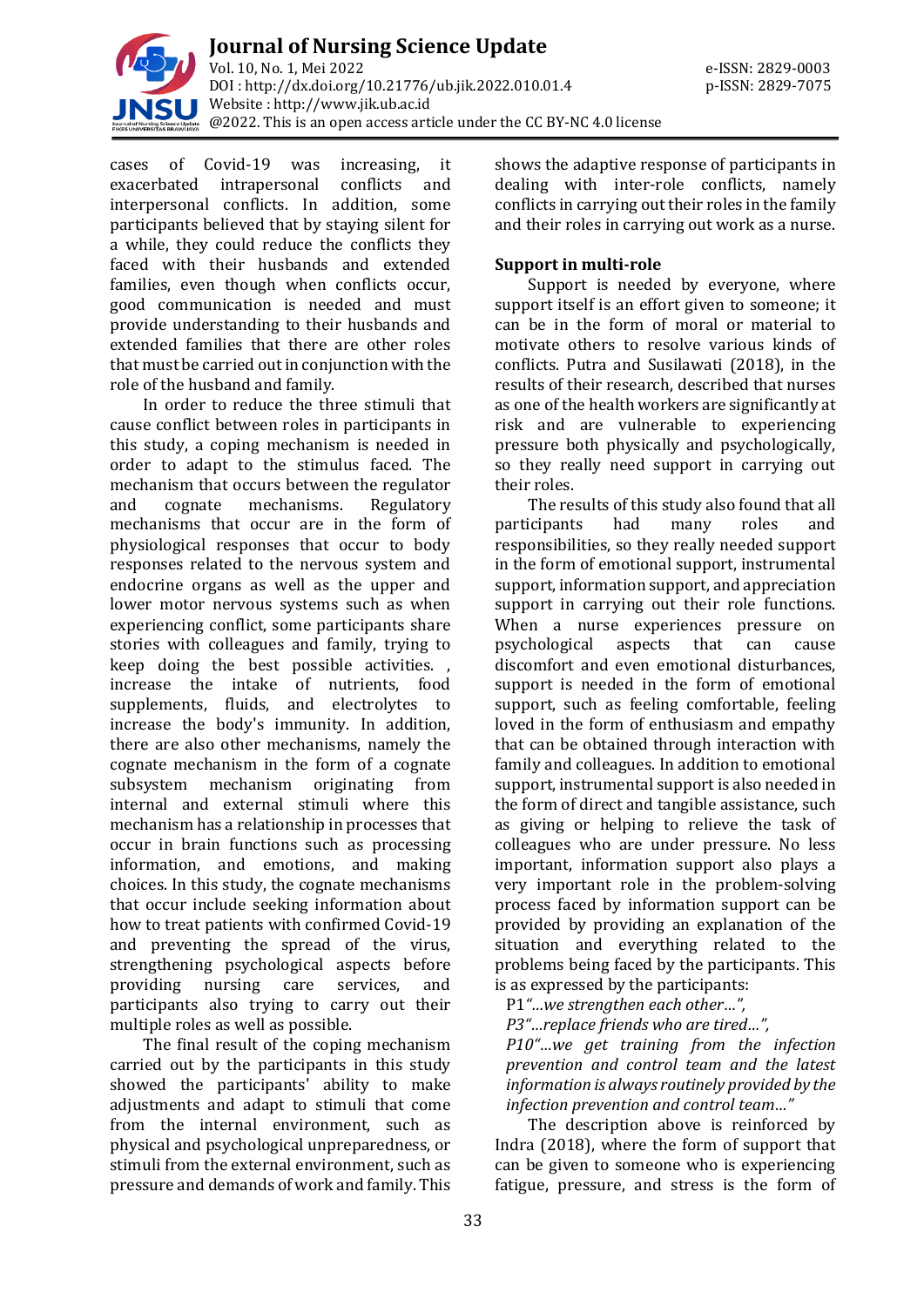cases of Covid-19 was increasing, it exacerbated intrapersonal conflicts and interpersonal conflicts. In addition, some participants believed that by staying silent for a while, they could reduce the conflicts they faced with their husbands and extended families, even though when conflicts occur, good communication is needed and must provide understanding to their husbands and extended families that there are other roles that must be carried out in conjunction with the role of the husband and family.

In order to reduce the three stimuli that cause conflict between roles in participants in this study, a coping mechanism is needed in order to adapt to the stimulus faced. The mechanism that occurs between the regulator and cognate mechanisms. Regulatory mechanisms that occur are in the form of physiological responses that occur to body responses related to the nervous system and endocrine organs as well as the upper and lower motor nervous systems such as when experiencing conflict, some participants share stories with colleagues and family, trying to keep doing the best possible activities. , increase the intake of nutrients, food supplements, fluids, and electrolytes to increase the body's immunity. In addition, there are also other mechanisms, namely the cognate mechanism in the form of a cognate subsystem mechanism originating from internal and external stimuli where this mechanism has a relationship in processes that occur in brain functions such as processing information, and emotions, and making choices. In this study, the cognate mechanisms that occur include seeking information about how to treat patients with confirmed Covid-19 and preventing the spread of the virus, strengthening psychological aspects before providing nursing care services, and participants also trying to carry out their multiple roles as well as possible.

The final result of the coping mechanism carried out by the participants in this study showed the participants' ability to make adjustments and adapt to stimuli that come from the internal environment, such as physical and psychological unpreparedness, or stimuli from the external environment, such as pressure and demands of work and family. This shows the adaptive response of participants in dealing with inter-role conflicts, namely conflicts in carrying out their roles in the family and their roles in carrying out work as a nurse.

**Support in multi-role**

Support is needed by everyone, where support itself is an effort given to someone; it can be in the form of moral or material to motivate others to resolve various kinds of conflicts. Putra and Susilawati (2018), in the results of their research, described that nurses as one of the health workers are significantly at risk and are vulnerable to experiencing pressure both physically and psychologically, so they really need support in carrying out their roles.

The results of this study also found that all participants had many roles and responsibilities, so they really needed support in the form of emotional support, instrumental support, information support, and appreciation support in carrying out their role functions. When a nurse experiences pressure on psychological aspects that can cause discomfort and even emotional disturbances, support is needed in the form of emotional support, such as feeling comfortable, feeling loved in the form of enthusiasm and empathy that can be obtained through interaction with family and colleagues. In addition to emotional support, instrumental support is also needed in the form of direct and tangible assistance, such as giving or helping to relieve the task of colleagues who are under pressure. No less important, information support also plays a very important role in the problem-solving process faced by information support can be provided by providing an explanation of the situation and everything related to the problems being faced by the participants. This is as expressed by the participants:

P1*"...we strengthen each other...",*
*P3"...replace friends who are tired...",*
*P10"...we get training from the infection prevention and control team and the latest information is always routinely provided by the infection prevention and control team..."*

The description above is reinforced by Indra (2018), where the form of support that can be given to someone who is experiencing fatigue, pressure, and stress is the form of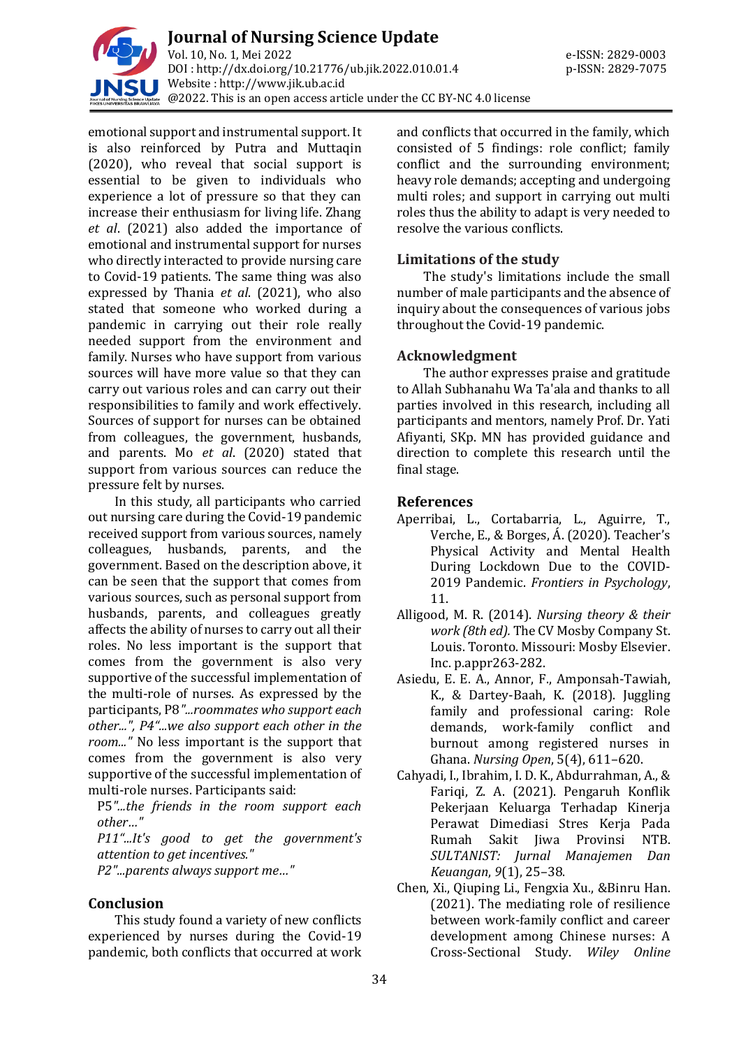emotional support and instrumental support. It is also reinforced by Putra and Muttaqin (2020), who reveal that social support is essential to be given to individuals who experience a lot of pressure so that they can increase their enthusiasm for living life. Zhang *et al*. (2021) also added the importance of emotional and instrumental support for nurses who directly interacted to provide nursing care to Covid-19 patients. The same thing was also expressed by Thania *et al*. (2021), who also stated that someone who worked during a pandemic in carrying out their role really needed support from the environment and family. Nurses who have support from various sources will have more value so that they can carry out various roles and can carry out their responsibilities to family and work effectively. Sources of support for nurses can be obtained from colleagues, the government, husbands, and parents. Mo *et al*. (2020) stated that support from various sources can reduce the pressure felt by nurses.

In this study, all participants who carried out nursing care during the Covid-19 pandemic received support from various sources, namely colleagues, husbands, parents, and the government. Based on the description above, it can be seen that the support that comes from various sources, such as personal support from husbands, parents, and colleagues greatly affects the ability of nurses to carry out all their roles. No less important is the support that comes from the government is also very supportive of the successful implementation of the multi-role of nurses. As expressed by the participants, P8*"...roommates who support each other...", P4"...we also support each other in the room..."* No less important is the support that comes from the government is also very supportive of the successful implementation of multi-role nurses. Participants said:

P5*"...the friends in the room support each other…"*
P11*"...It's good to get the government's attention to get incentives."*
P2*"...parents always support me…"*

## Conclusion

This study found a variety of new conflicts experienced by nurses during the Covid-19 pandemic, both conflicts that occurred at work and conflicts that occurred in the family, which consisted of 5 findings: role conflict; family conflict and the surrounding environment; heavy role demands; accepting and undergoing multi roles; and support in carrying out multi roles thus the ability to adapt is very needed to resolve the various conflicts.

## Limitations of the study

The study's limitations include the small number of male participants and the absence of inquiry about the consequences of various jobs throughout the Covid-19 pandemic.

## Acknowledgment

The author expresses praise and gratitude to Allah Subhanahu Wa Ta'ala and thanks to all parties involved in this research, including all participants and mentors, namely Prof. Dr. Yati Afiyanti, SKp. MN has provided guidance and direction to complete this research until the final stage.

## References

Aperribai, L., Cortabarria, L., Aguirre, T., Verche, E., & Borges, Á. (2020). Teacher's Physical Activity and Mental Health During Lockdown Due to the COVID-2019 Pandemic. *Frontiers in Psychology*, 11.

Alligood, M. R. (2014). *Nursing theory & their work (8th ed).* The CV Mosby Company St. Louis. Toronto. Missouri: Mosby Elsevier. Inc. p.appr263-282.

Asiedu, E. E. A., Annor, F., Amponsah-Tawiah, K., & Dartey-Baah, K. (2018). Juggling family and professional caring: Role demands, work-family conflict and burnout among registered nurses in Ghana. *Nursing Open*, 5(4), 611–620.

Cahyadi, I., Ibrahim, I. D. K., Abdurrahman, A., & Fariqi, Z. A. (2021). Pengaruh Konflik Pekerjaan Keluarga Terhadap Kinerja Perawat Dimediasi Stres Kerja Pada Rumah Sakit Jiwa Provinsi NTB. *SULTANIST: Jurnal Manajemen Dan Keuangan*, *9*(1), 25–38.

Chen, Xi., Qiuping Li., Fengxia Xu., &Binru Han. (2021). The mediating role of resilience between work-family conflict and career development among Chinese nurses: A Cross-Sectional Study. *Wiley Online*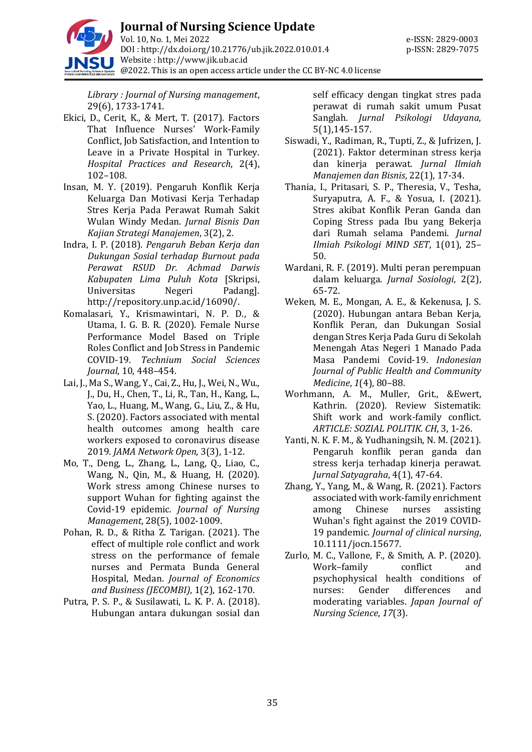*Library : Journal of Nursing management*, 29(6), 1733-1741.

Ekici, D., Cerit, K., & Mert, T. (2017). Factors That Influence Nurses' Work-Family Conflict, Job Satisfaction, and Intention to Leave in a Private Hospital in Turkey. *Hospital Practices and Research*, 2(4), 102–108.

Insan, M. Y. (2019). Pengaruh Konflik Kerja Keluarga Dan Motivasi Kerja Terhadap Stres Kerja Pada Perawat Rumah Sakit Wulan Windy Medan. *Jurnal Bisnis Dan Kajian Strategi Manajemen*, 3(2), 2.

Indra, I. P. (2018). *Pengaruh Beban Kerja dan Dukungan Sosial terhadap Burnout pada Perawat RSUD Dr. Achmad Darwis Kabupaten Lima Puluh Kota* [Skripsi, Universitas Negeri Padang]. http://repository.unp.ac.id/16090/.

Komalasari, Y., Krismawintari, N. P. D., & Utama, I. G. B. R. (2020). Female Nurse Performance Model Based on Triple Roles Conflict and Job Stress in Pandemic COVID-19. *Technium Social Sciences Journal*, 10, 448–454.

Lai, J., Ma S., Wang, Y., Cai, Z., Hu, J., Wei, N., Wu., J., Du, H., Chen, T., Li, R., Tan, H., Kang, L., Yao, L., Huang, M., Wang, G., Liu, Z., & Hu, S. (2020). Factors associated with mental health outcomes among health care workers exposed to coronavirus disease 2019. *JAMA Network Open*, 3(3), 1-12.

Mo, T., Deng, L., Zhang, L., Lang, Q., Liao, C., Wang, N., Qin, M., & Huang, H. (2020). Work stress among Chinese nurses to support Wuhan for fighting against the Covid-19 epidemic. *Journal of Nursing Management*, 28(5), 1002-1009.

Pohan, R. D., & Ritha Z. Tarigan. (2021). The effect of multiple role conflict and work stress on the performance of female nurses and Permata Bunda General Hospital, Medan. *Journal of Economics and Business (JECOMBI)*, 1(2), 162-170.

Putra, P. S. P., & Susilawati, L. K. P. A. (2018). Hubungan antara dukungan sosial dan self efficacy dengan tingkat stres pada perawat di rumah sakit umum Pusat Sanglah. *Jurnal Psikologi Udayana*, 5(1),145-157.

Siswadi, Y., Radiman, R., Tupti, Z., & Jufrizen, J. (2021). Faktor determinan stress kerja dan kinerja perawat. *Jurnal Ilmiah Manajemen dan Bisnis*, 22(1), 17-34.

Thania, I., Pritasari, S. P., Theresia, V., Tesha, Suryaputra, A. F., & Yosua, I. (2021). Stres akibat Konflik Peran Ganda dan Coping Stress pada Ibu yang Bekerja dari Rumah selama Pandemi. *Jurnal Ilmiah Psikologi MIND SET*, 1(01), 25–50.

Wardani, R. F. (2019). Multi peran perempuan dalam keluarga. *Jurnal Sosiologi*, 2(2), 65-72.

Weken, M. E., Mongan, A. E., & Kekenusa, J. S. (2020). Hubungan antara Beban Kerja, Konflik Peran, dan Dukungan Sosial dengan Stres Kerja Pada Guru di Sekolah Menengah Atas Negeri 1 Manado Pada Masa Pandemi Covid-19. *Indonesian Journal of Public Health and Community Medicine*, *1*(4), 80–88.

Worhmann, A. M., Muller, Grit., &Ewert, Kathrin. (2020). Review Sistematik: Shift work and work-family conflict. *ARTICLE: SOZIAL POLITIK. CH*, 3, 1-26.

Yanti, N. K. F. M., & Yudhaningsih, N. M. (2021). Pengaruh konflik peran ganda dan stress kerja terhadap kinerja perawat. *Jurnal Satyagraha*, 4(1), 47-64.

Zhang, Y., Yang, M., & Wang, R. (2021). Factors associated with work-family enrichment among Chinese nurses assisting Wuhan's fight against the 2019 COVID-19 pandemic. *Journal of clinical nursing*, 10.1111/jocn.15677.

Zurlo, M. C., Vallone, F., & Smith, A. P. (2020). Work–family conflict and psychophysical health conditions of nurses: Gender differences and moderating variables. *Japan Journal of Nursing Science*, *17*(3).